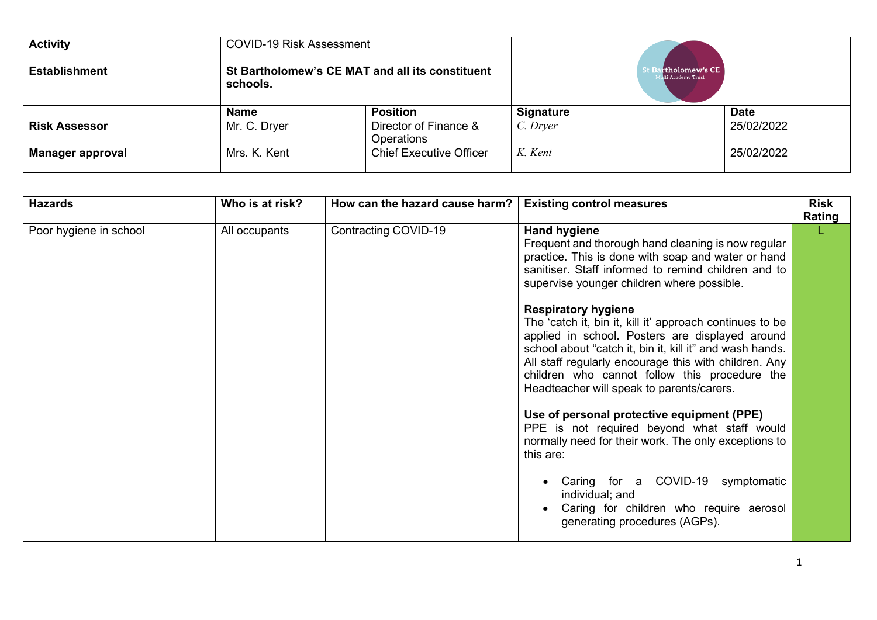| **Activity** | COVID-19 Risk Assessment | | | |
|---|---|---|---|---|
| **Establishment** | **St Bartholomew's CE MAT and all its constituent schools.** | | | |
| | **Name** | **Position** | **Signature** | **Date** |
| **Risk Assessor** | Mr. C. Dryer | Director of Finance & Operations | *C. Dryer* | 25/02/2022 |
| **Manager approval** | Mrs. K. Kent | Chief Executive Officer | *K. Kent* | 25/02/2022 |

| **Hazards** | **Who is at risk?** | **How can the hazard cause harm?** | **Existing control measures** | **Risk Rating** |
|---|---|---|---|---|
| Poor hygiene in school | All occupants | Contracting COVID-19 | **Hand hygiene**<br>Frequent and thorough hand cleaning is now regular practice. This is done with soap and water or hand sanitiser. Staff informed to remind children and to supervise younger children where possible.<br><br>**Respiratory hygiene**<br>The 'catch it, bin it, kill it' approach continues to be applied in school. Posters are displayed around school about "catch it, bin it, kill it" and wash hands. All staff regularly encourage this with children. Any children who cannot follow this procedure the Headteacher will speak to parents/carers.<br><br>**Use of personal protective equipment (PPE)**<br>PPE is not required beyond what staff would normally need for their work. The only exceptions to this are:<br><br>• Caring for a COVID-19 symptomatic individual; and<br>• Caring for children who require aerosol generating procedures (AGPs). | L |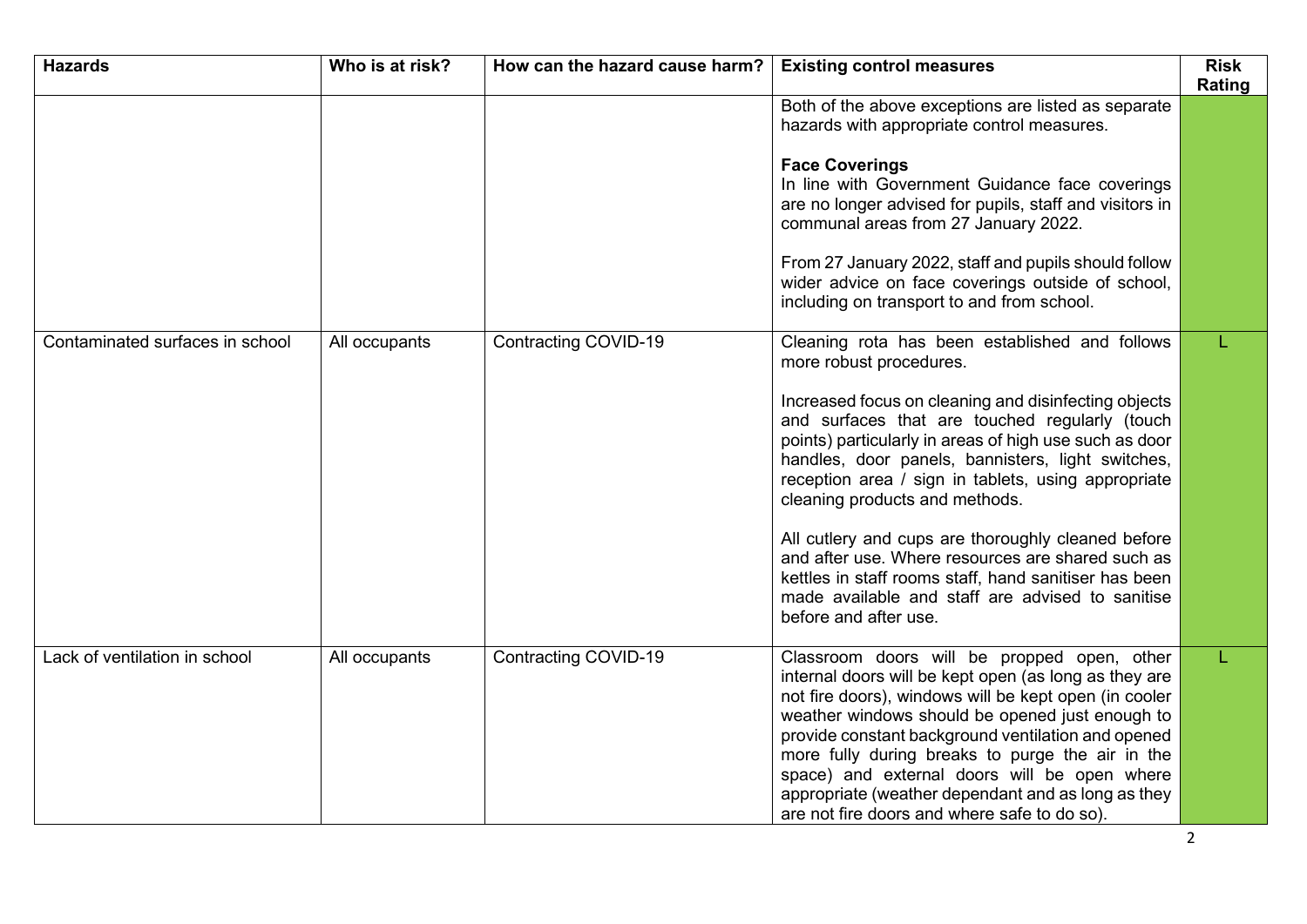| Hazards | Who is at risk? | How can the hazard cause harm? | Existing control measures | Risk Rating |
|---|---|---|---|---|
| | | | Both of the above exceptions are listed as separate hazards with appropriate control measures.<br><br>**Face Coverings**<br>In line with Government Guidance face coverings are no longer advised for pupils, staff and visitors in communal areas from 27 January 2022.<br><br>From 27 January 2022, staff and pupils should follow wider advice on face coverings outside of school, including on transport to and from school. | |
| Contaminated surfaces in school | All occupants | Contracting COVID-19 | Cleaning rota has been established and follows more robust procedures.<br><br>Increased focus on cleaning and disinfecting objects and surfaces that are touched regularly (touch points) particularly in areas of high use such as door handles, door panels, bannisters, light switches, reception area / sign in tablets, using appropriate cleaning products and methods.<br><br>All cutlery and cups are thoroughly cleaned before and after use. Where resources are shared such as kettles in staff rooms staff, hand sanitiser has been made available and staff are advised to sanitise before and after use. | L |
| Lack of ventilation in school | All occupants | Contracting COVID-19 | Classroom doors will be propped open, other internal doors will be kept open (as long as they are not fire doors), windows will be kept open (in cooler weather windows should be opened just enough to provide constant background ventilation and opened more fully during breaks to purge the air in the space) and external doors will be open where appropriate (weather dependant and as long as they are not fire doors and where safe to do so). | L |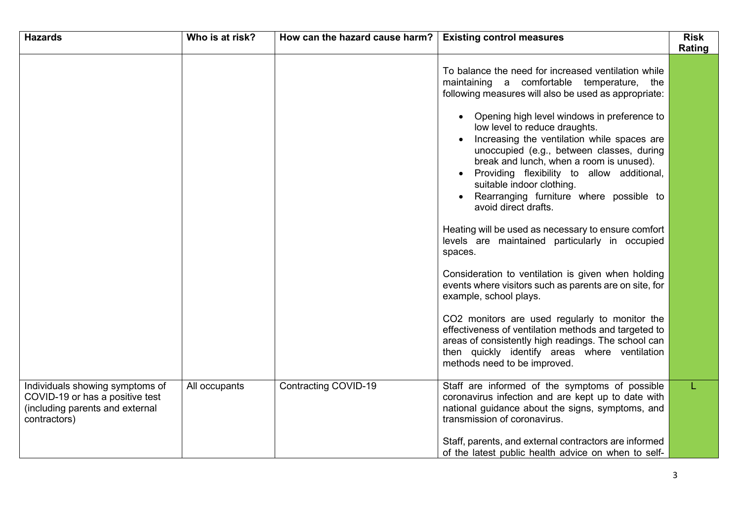| Hazards | Who is at risk? | How can the hazard cause harm? | Existing control measures | Risk Rating |
|---|---|---|---|---|
| | | | To balance the need for increased ventilation while maintaining a comfortable temperature, the following measures will also be used as appropriate:<br><br>• Opening high level windows in preference to low level to reduce draughts.<br>• Increasing the ventilation while spaces are unoccupied (e.g., between classes, during break and lunch, when a room is unused).<br>• Providing flexibility to allow additional, suitable indoor clothing.<br>• Rearranging furniture where possible to avoid direct drafts.<br><br>Heating will be used as necessary to ensure comfort levels are maintained particularly in occupied spaces.<br><br>Consideration to ventilation is given when holding events where visitors such as parents are on site, for example, school plays.<br><br>$CO_2$ monitors are used regularly to monitor the effectiveness of ventilation methods and targeted to areas of consistently high readings. The school can then quickly identify areas where ventilation methods need to be improved. | |
| Individuals showing symptoms of COVID-19 or has a positive test (including parents and external contractors) | All occupants | Contracting COVID-19 | Staff are informed of the symptoms of possible coronavirus infection and are kept up to date with national guidance about the signs, symptoms, and transmission of coronavirus.<br><br>Staff, parents, and external contractors are informed of the latest public health advice on when to self- | L |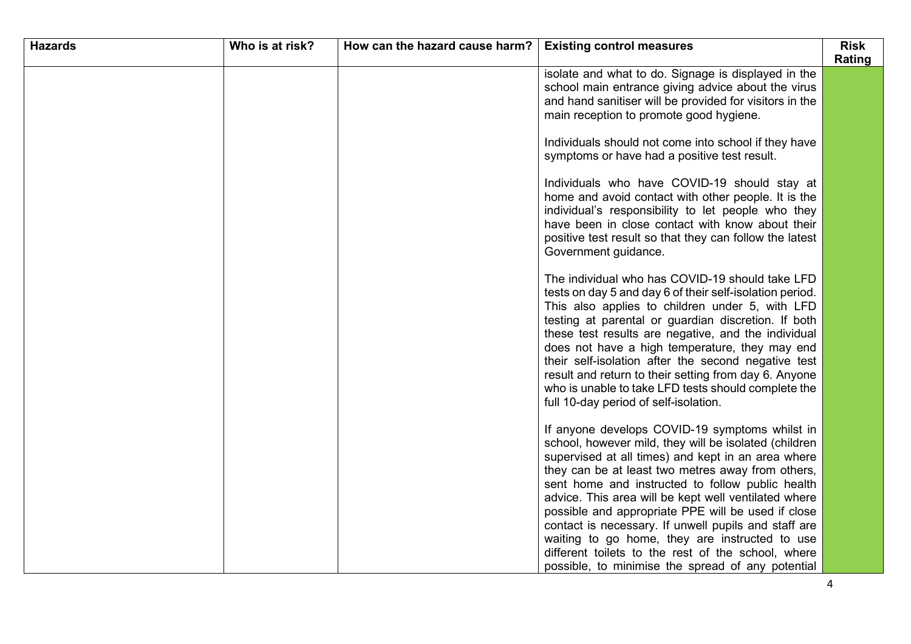| Hazards | Who is at risk? | How can the hazard cause harm? | Existing control measures | Risk Rating |
| --- | --- | --- | --- | --- |
| | | | isolate and what to do. Signage is displayed in the school main entrance giving advice about the virus and hand sanitiser will be provided for visitors in the main reception to promote good hygiene.<br><br>Individuals should not come into school if they have symptoms or have had a positive test result.<br><br>Individuals who have COVID-19 should stay at home and avoid contact with other people. It is the individual's responsibility to let people who they have been in close contact with know about their positive test result so that they can follow the latest Government guidance.<br><br>The individual who has COVID-19 should take LFD tests on day 5 and day 6 of their self-isolation period. This also applies to children under 5, with LFD testing at parental or guardian discretion. If both these test results are negative, and the individual does not have a high temperature, they may end their self-isolation after the second negative test result and return to their setting from day 6. Anyone who is unable to take LFD tests should complete the full 10-day period of self-isolation.<br><br>If anyone develops COVID-19 symptoms whilst in school, however mild, they will be isolated (children supervised at all times) and kept in an area where they can be at least two metres away from others, sent home and instructed to follow public health advice. This area will be kept well ventilated where possible and appropriate PPE will be used if close contact is necessary. If unwell pupils and staff are waiting to go home, they are instructed to use different toilets to the rest of the school, where possible, to minimise the spread of any potential | |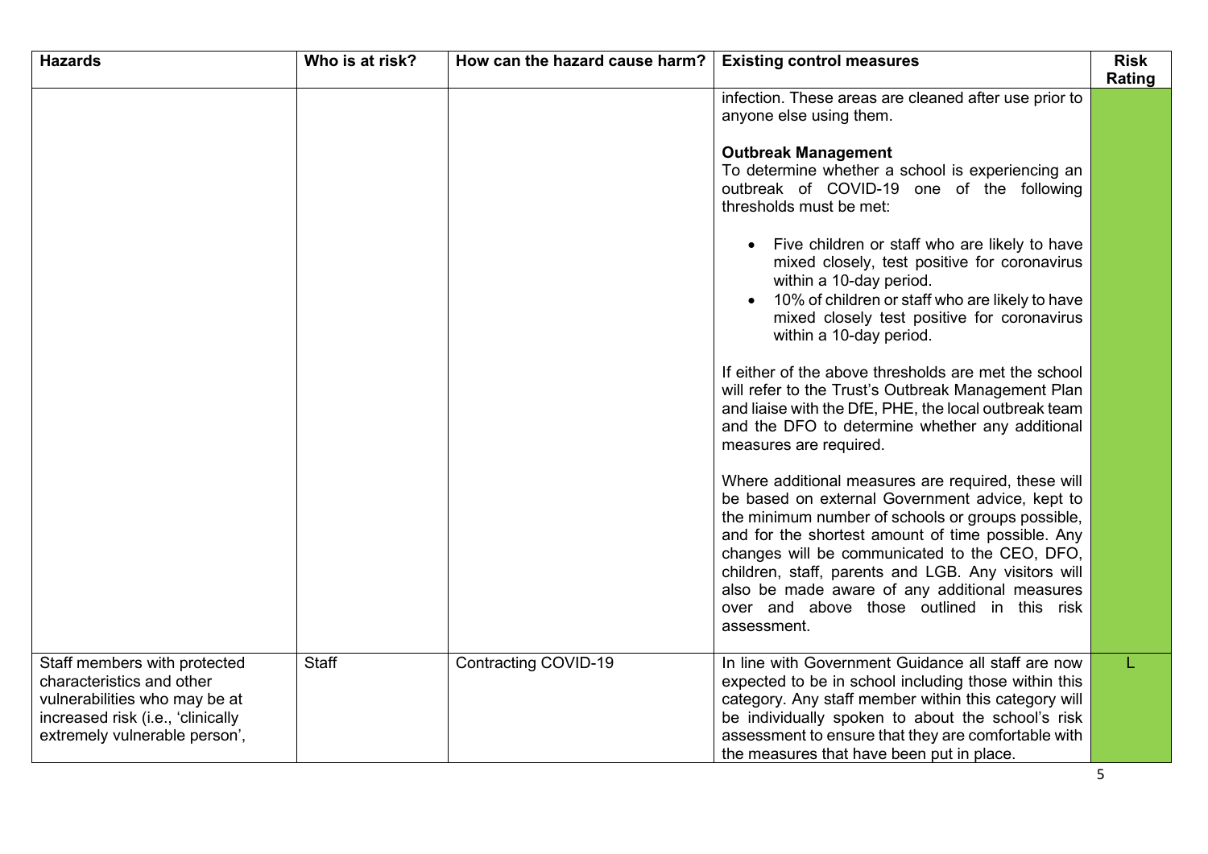| Hazards | Who is at risk? | How can the hazard cause harm? | Existing control measures | Risk Rating |
|---|---|---|---|---|
| | | | infection. These areas are cleaned after use prior to anyone else using them.<br><br>**Outbreak Management**<br>To determine whether a school is experiencing an outbreak of COVID-19 one of the following thresholds must be met:<br><br>• Five children or staff who are likely to have mixed closely, test positive for coronavirus within a 10-day period.<br>• 10% of children or staff who are likely to have mixed closely test positive for coronavirus within a 10-day period.<br><br>If either of the above thresholds are met the school will refer to the Trust's Outbreak Management Plan and liaise with the DfE, PHE, the local outbreak team and the DFO to determine whether any additional measures are required.<br><br>Where additional measures are required, these will be based on external Government advice, kept to the minimum number of schools or groups possible, and for the shortest amount of time possible. Any changes will be communicated to the CEO, DFO, children, staff, parents and LGB. Any visitors will also be made aware of any additional measures over and above those outlined in this risk assessment. | |
| Staff members with protected characteristics and other vulnerabilities who may be at increased risk (i.e., 'clinically extremely vulnerable person', | Staff | Contracting COVID-19 | In line with Government Guidance all staff are now expected to be in school including those within this category. Any staff member within this category will be individually spoken to about the school's risk assessment to ensure that they are comfortable with the measures that have been put in place. | L |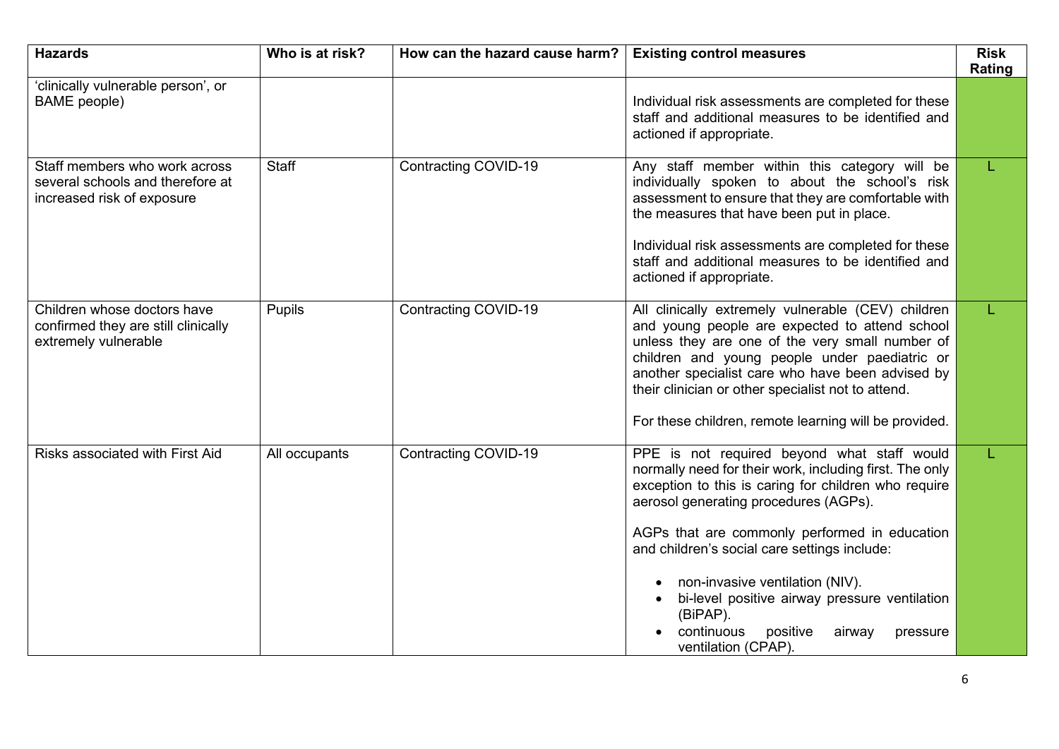| Hazards | Who is at risk? | How can the hazard cause harm? | Existing control measures | Risk Rating |
|---|---|---|---|---|
| 'clinically vulnerable person', or BAME people) | | | Individual risk assessments are completed for these staff and additional measures to be identified and actioned if appropriate. | |
| Staff members who work across several schools and therefore at increased risk of exposure | Staff | Contracting COVID-19 | Any staff member within this category will be individually spoken to about the school's risk assessment to ensure that they are comfortable with the measures that have been put in place.<br><br>Individual risk assessments are completed for these staff and additional measures to be identified and actioned if appropriate. | L |
| Children whose doctors have confirmed they are still clinically extremely vulnerable | Pupils | Contracting COVID-19 | All clinically extremely vulnerable (CEV) children and young people are expected to attend school unless they are one of the very small number of children and young people under paediatric or another specialist care who have been advised by their clinician or other specialist not to attend.<br><br>For these children, remote learning will be provided. | L |
| Risks associated with First Aid | All occupants | Contracting COVID-19 | PPE is not required beyond what staff would normally need for their work, including first. The only exception to this is caring for children who require aerosol generating procedures (AGPs).<br><br>AGPs that are commonly performed in education and children's social care settings include:<br><br>• non-invasive ventilation (NIV).<br>• bi-level positive airway pressure ventilation (BiPAP).<br>• continuous positive airway pressure ventilation (CPAP). | L |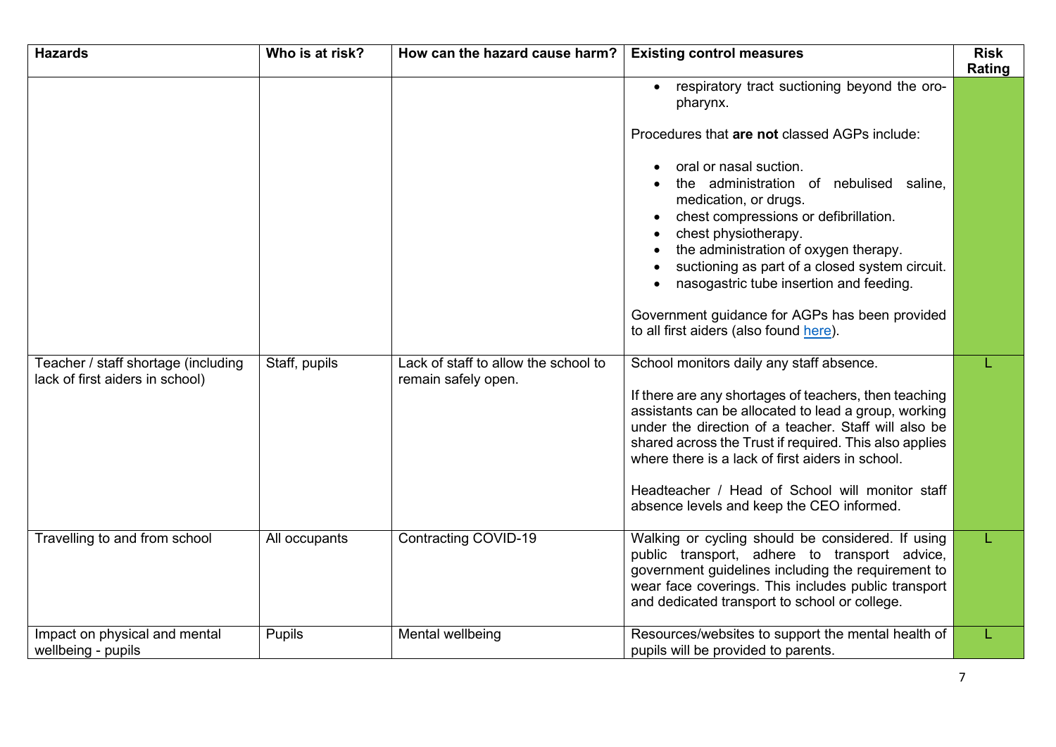| Hazards | Who is at risk? | How can the hazard cause harm? | Existing control measures | Risk Rating |
|---|---|---|---|---|
| | | | • respiratory tract suctioning beyond the oro-pharynx.<br><br>Procedures that **are not** classed AGPs include:<br><br>• oral or nasal suction.<br>• the administration of nebulised saline, medication, or drugs.<br>• chest compressions or defibrillation.<br>• chest physiotherapy.<br>• the administration of oxygen therapy.<br>• suctioning as part of a closed system circuit.<br>• nasogastric tube insertion and feeding.<br><br>Government guidance for AGPs has been provided to all first aiders (also found here). | |
| Teacher / staff shortage (including lack of first aiders in school) | Staff, pupils | Lack of staff to allow the school to remain safely open. | School monitors daily any staff absence.<br><br>If there are any shortages of teachers, then teaching assistants can be allocated to lead a group, working under the direction of a teacher. Staff will also be shared across the Trust if required. This also applies where there is a lack of first aiders in school.<br><br>Headteacher / Head of School will monitor staff absence levels and keep the CEO informed. | L |
| Travelling to and from school | All occupants | Contracting COVID-19 | Walking or cycling should be considered. If using public transport, adhere to transport advice, government guidelines including the requirement to wear face coverings. This includes public transport and dedicated transport to school or college. | L |
| Impact on physical and mental wellbeing - pupils | Pupils | Mental wellbeing | Resources/websites to support the mental health of pupils will be provided to parents. | L |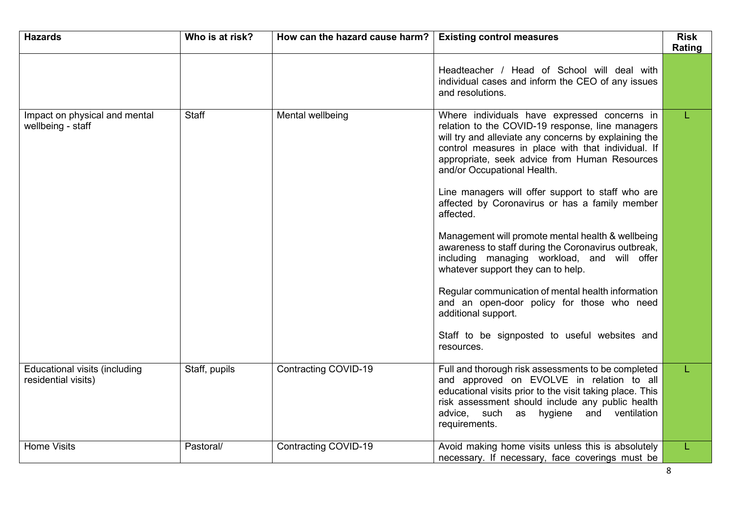| Hazards | Who is at risk? | How can the hazard cause harm? | Existing control measures | Risk Rating |
| --- | --- | --- | --- | --- |
| | | | Headteacher / Head of School will deal with individual cases and inform the CEO of any issues and resolutions. | |
| Impact on physical and mental wellbeing - staff | Staff | Mental wellbeing | Where individuals have expressed concerns in relation to the COVID-19 response, line managers will try and alleviate any concerns by explaining the control measures in place with that individual. If appropriate, seek advice from Human Resources and/or Occupational Health.<br><br>Line managers will offer support to staff who are affected by Coronavirus or has a family member affected.<br><br>Management will promote mental health & wellbeing awareness to staff during the Coronavirus outbreak, including managing workload, and will offer whatever support they can to help.<br><br>Regular communication of mental health information and an open-door policy for those who need additional support.<br><br>Staff to be signposted to useful websites and resources. | L |
| Educational visits (including residential visits) | Staff, pupils | Contracting COVID-19 | Full and thorough risk assessments to be completed and approved on EVOLVE in relation to all educational visits prior to the visit taking place. This risk assessment should include any public health advice, such as hygiene and ventilation requirements. | L |
| Home Visits | Pastoral/ | Contracting COVID-19 | Avoid making home visits unless this is absolutely necessary. If necessary, face coverings must be | L |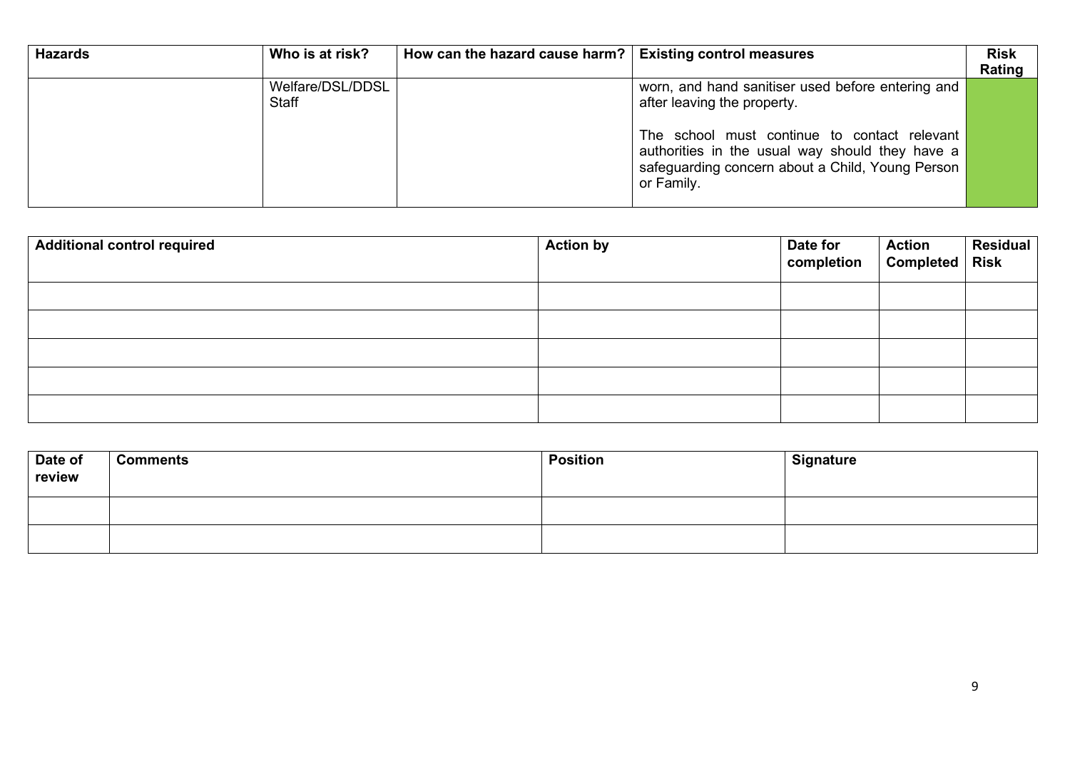| Hazards | Who is at risk? | How can the hazard cause harm? | Existing control measures | Risk Rating |
|---|---|---|---|---|
| | Welfare/DSL/DDSL Staff | | worn, and hand sanitiser used before entering and after leaving the property.<br><br>The school must continue to contact relevant authorities in the usual way should they have a safeguarding concern about a Child, Young Person or Family. | |

| Additional control required | Action by | Date for completion | Action Completed | Residual Risk |
|---|---|---|---|---|
| | | | | |
| | | | | |
| | | | | |
| | | | | |
| | | | | |

| Date of review | Comments | Position | Signature |
|---|---|---|---|
| | | | |
| | | | |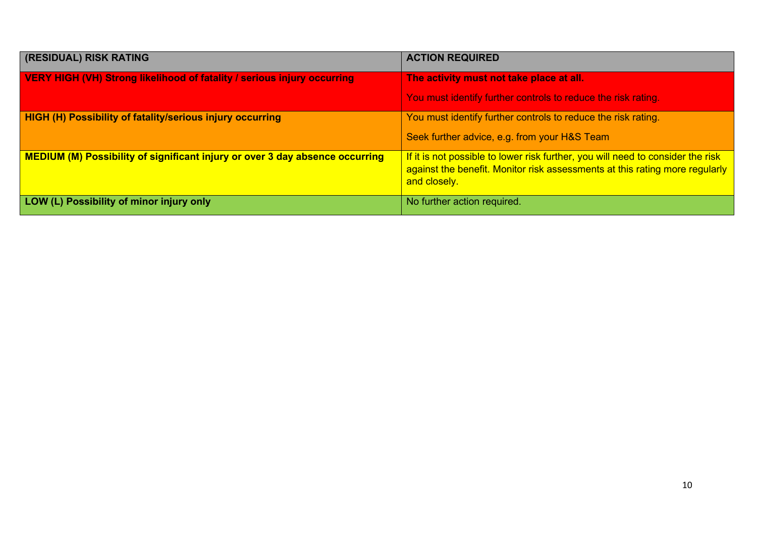| (RESIDUAL) RISK RATING | ACTION REQUIRED |
|---|---|
| **VERY HIGH (VH) Strong likelihood of fatality / serious injury occurring** | **The activity must not take place at all.** You must identify further controls to reduce the risk rating. |
| **HIGH (H) Possibility of fatality/serious injury occurring** | You must identify further controls to reduce the risk rating. Seek further advice, e.g. from your H&S Team |
| **MEDIUM (M) Possibility of significant injury or over 3 day absence occurring** | If it is not possible to lower risk further, you will need to consider the risk against the benefit. Monitor risk assessments at this rating more regularly and closely. |
| **LOW (L) Possibility of minor injury only** | No further action required. |